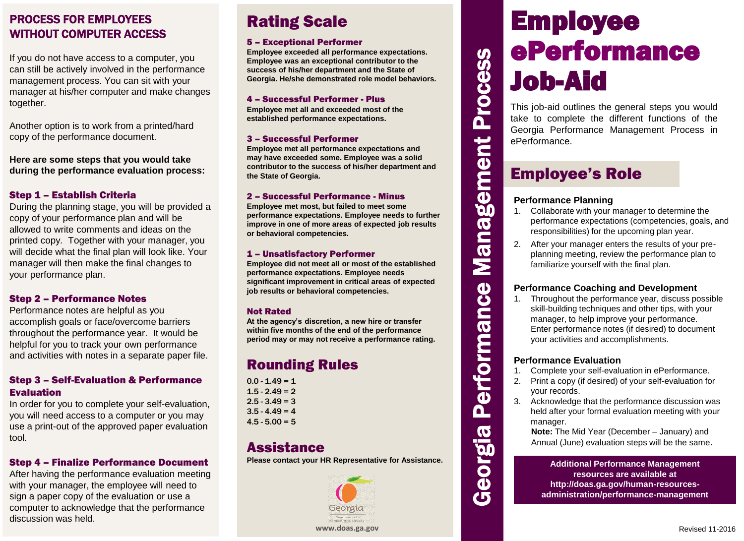# PROCESS FOR EMPLOYEES WITHOUT COMPUTER ACCESS

If you do not have access to a computer, you can still be actively involved in the performance management process. You can sit with your manager at his/her computer and make changes together.

Another option is to work from a printed/hard copy of the performance document.

**Here are some steps that you would take during the performance evaluation process:**

### Step 1 – Establish Criteria

During the planning stage, you will be provided a copy of your performance plan and will be allowed to write comments and ideas on the printed copy. Together with your manager, you will decide what the final plan will look like. Your manager will then make the final changes to your performance plan.

### Step 2 – Performance Notes

Performance notes are helpful as you accomplish goals or face/overcome barriers throughout the performance year. It would be helpful for you to track your own performance and activities with notes in a separate paper file.

### Step 3 – Self-Evaluation & Performance Evaluation

In order for you to complete your self-evaluation, you will need access to a computer or you may use a print-out of the approved paper evaluation tool.

### Step 4 – Finalize Performance Document

After having the performance evaluation meeting with your manager, the employee will need to sign a paper copy of the evaluation or use a computer to acknowledge that the performance discussion was held.

## Rating Scale

### 5 – Exceptional Performer

**Employee exceeded all performance expectations. Employee was an exceptional contributor to the success of his/her department and the State of Georgia. He/she demonstrated role model behaviors.**

### 4 – Successful Performer - Plus

**Employee met all and exceeded most of the established performance expectations.**

### 3 – Successful Performer

**Employee met all performance expectations and may have exceeded some. Employee was a solid contributor to the success of his/her department and the State of Georgia.**

### 2 – Successful Performance - Minus

**Employee met most, but failed to meet some performance expectations. Employee needs to further improve in one of more areas of expected job results or behavioral competencies.**

### 1 – Unsatisfactory Performer

**Employee did not meet all or most of the established performance expectations. Employee needs significant improvement in critical areas of expected job results or behavioral competencies.**

### Not Rated

**At the agency's discretion, a new hire or transfer within five months of the end of the performance period may or may not receive a performance rating.**

## Rounding Rules

**0.0 - 1.49 = 1**
**1.5 - 2.49 = 2**
**2.5 - 3.49 = 3**
**3.5 - 4.49 = 4**
**4.5 - 5.00 = 5**

## Assistance

**Please contact your HR Representative for Assistance.**

Georgia Department of Administrative Services

**www.doas.ga.gov**

Georgia Performance Management Process

# Employee ePerformance Job-Aid

This job-aid outlines the general steps you would take to complete the different functions of the Georgia Performance Management Process in ePerformance.

## Employee's Role

### Performance Planning

1. Collaborate with your manager to determine the performance expectations (competencies, goals, and responsibilities) for the upcoming plan year.
2. After your manager enters the results of your pre-planning meeting, review the performance plan to familiarize yourself with the final plan.

### Performance Coaching and Development

1. Throughout the performance year, discuss possible skill-building techniques and other tips, with your manager, to help improve your performance. Enter performance notes (if desired) to document your activities and accomplishments.

### Performance Evaluation

1. Complete your self-evaluation in ePerformance.
2. Print a copy (if desired) of your self-evaluation for your records.
3. Acknowledge that the performance discussion was held after your formal evaluation meeting with your manager.
   **Note:** The Mid Year (December – January) and Annual (June) evaluation steps will be the same.

**Additional Performance Management resources are available at http://doas.ga.gov/human-resources-administration/performance-management**

Revised 11-2016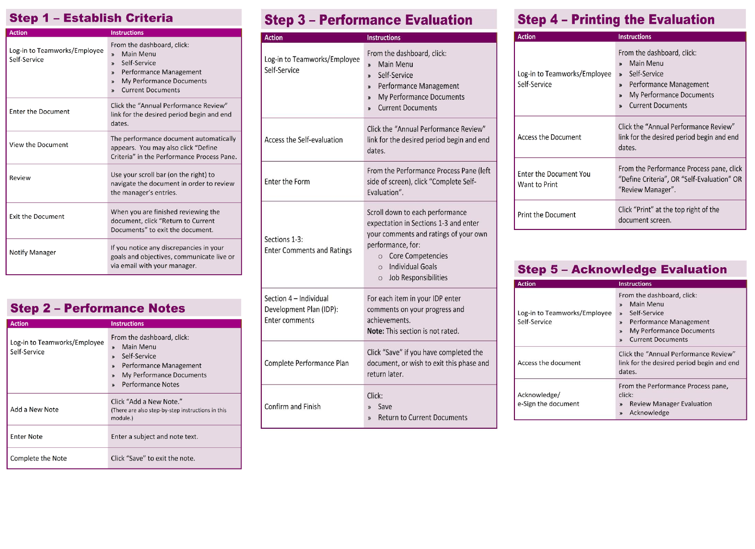## Step 1 – Establish Criteria

| Action | Instructions |
|---|---|
| Log-in to Teamworks/Employee Self-Service | From the dashboard, click: » Main Menu » Self-Service » Performance Management » My Performance Documents » Current Documents |
| Enter the Document | Click the "Annual Performance Review" link for the desired period begin and end dates. |
| View the Document | The performance document automatically appears. You may also click "Define Criteria" in the Performance Process Pane. |
| Review | Use your scroll bar (on the right) to navigate the document in order to review the manager's entries. |
| Exit the Document | When you are finished reviewing the document, click "Return to Current Documents" to exit the document. |
| Notify Manager | If you notice any discrepancies in your goals and objectives, communicate live or via email with your manager. |

## Step 2 – Performance Notes

| Action | Instructions |
|---|---|
| Log-in to Teamworks/Employee Self-Service | From the dashboard, click: » Main Menu » Self-Service » Performance Management » My Performance Documents » Performance Notes |
| Add a New Note | Click "Add a New Note." (There are also step-by-step instructions in this module.) |
| Enter Note | Enter a subject and note text. |
| Complete the Note | Click "Save" to exit the note. |

## Step 3 – Performance Evaluation

| Action | Instructions |
|---|---|
| Log-in to Teamworks/Employee Self-Service | From the dashboard, click: » Main Menu » Self-Service » Performance Management » My Performance Documents » Current Documents |
| Access the Self-evaluation | Click the "Annual Performance Review" link for the desired period begin and end dates. |
| Enter the Form | From the Performance Process Pane (left side of screen), click "Complete Self-Evaluation". |
| Sections 1-3: Enter Comments and Ratings | Scroll down to each performance expectation in Sections 1-3 and enter your comments and ratings of your own performance, for: ○ Core Competencies ○ Individual Goals ○ Job Responsibilities |
| Section 4 – Individual Development Plan (IDP): Enter comments | For each item in your IDP enter comments on your progress and achievements. **Note:** This section is not rated. |
| Complete Performance Plan | Click "Save" if you have completed the document, or wish to exit this phase and return later. |
| Confirm and Finish | Click: » Save » Return to Current Documents |

## Step 4 – Printing the Evaluation

| Action | Instructions |
|---|---|
| Log-in to Teamworks/Employee Self-Service | From the dashboard, click: » Main Menu » Self-Service » Performance Management » My Performance Documents » Current Documents |
| Access the Document | Click the "Annual Performance Review" link for the desired period begin and end dates. |
| Enter the Document You Want to Print | From the Performance Process pane, click "Define Criteria", "Self-Evaluation" OR "Review Manager". |
| Print the Document | Click "Print" at the top right of the document screen. |

## Step 5 – Acknowledge Evaluation

| Action | Instructions |
|---|---|
| Log-in to Teamworks/Employee Self-Service | From the dashboard, click: » Main Menu » Self-Service » Performance Management » My Performance Documents » Current Documents |
| Access the document | Click the "Annual Performance Review" link for the desired period begin and end dates. |
| Acknowledge/ e-Sign the document | From the Performance Process pane, click: » Review Manager Evaluation » Acknowledge |